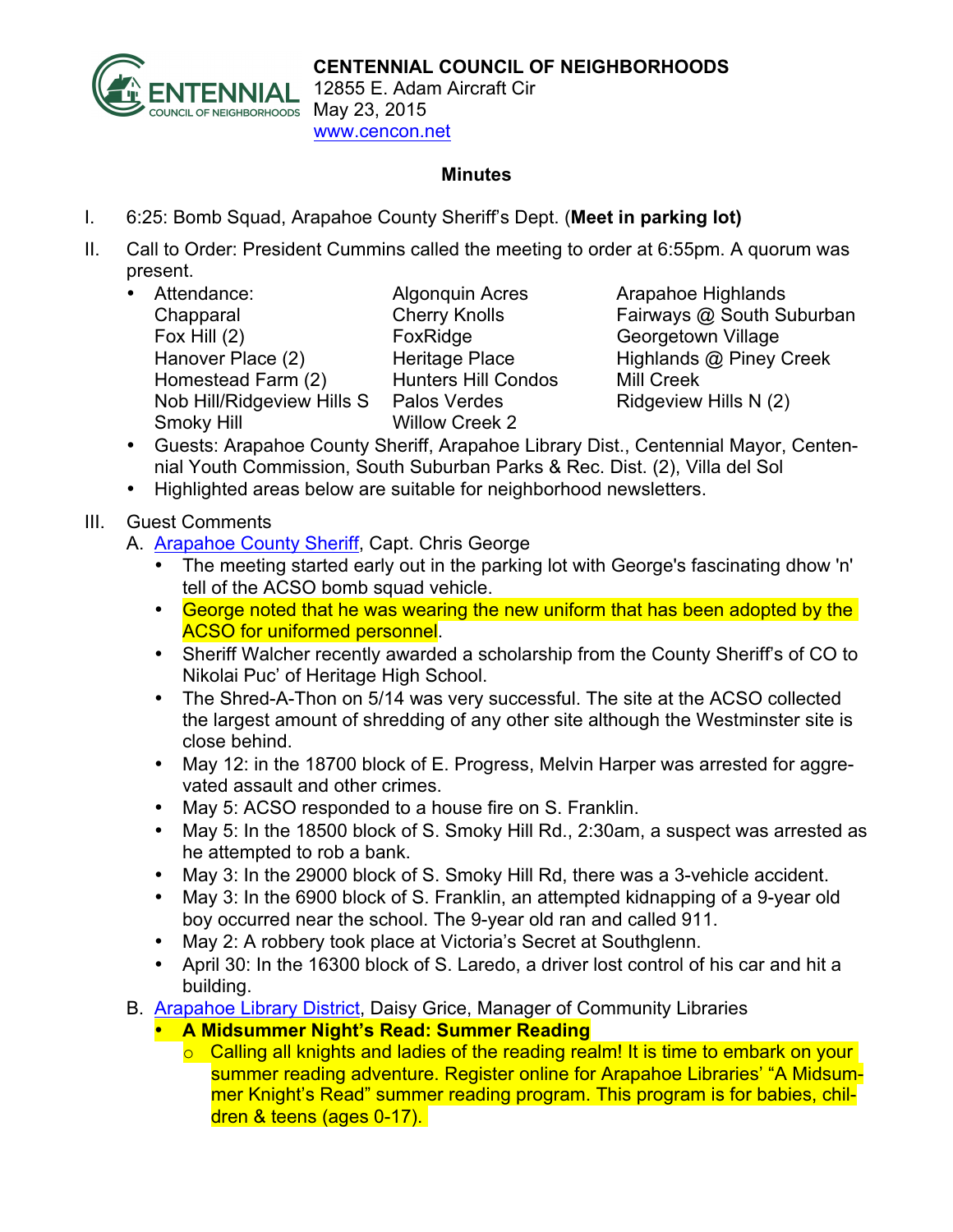**CENTENNIAL COUNCIL OF NEIGHBORHOODS**
12855 E. Adam Aircraft Cir
May 23, 2015
www.cencon.net

## Minutes

I. 6:25: Bomb Squad, Arapahoe County Sheriff's Dept. (**Meet in parking lot)**

II. Call to Order: President Cummins called the meeting to order at 6:55pm. A quorum was present.

- Attendance: Algonquin Acres, Arapahoe Highlands, Chapparal, Cherry Knolls, Fairways @ South Suburban, Fox Hill (2), FoxRidge, Georgetown Village, Hanover Place (2), Heritage Place, Highlands @ Piney Creek, Homestead Farm (2), Hunters Hill Condos, Mill Creek, Nob Hill/Ridgeview Hills S, Palos Verdes, Ridgeview Hills N (2), Smoky Hill, Willow Creek 2
- Guests: Arapahoe County Sheriff, Arapahoe Library Dist., Centennial Mayor, Centennial Youth Commission, South Suburban Parks & Rec. Dist. (2), Villa del Sol
- Highlighted areas below are suitable for neighborhood newsletters.

III. Guest Comments

A. Arapahoe County Sheriff, Capt. Chris George

- The meeting started early out in the parking lot with George's fascinating dhow 'n' tell of the ACSO bomb squad vehicle.
- George noted that he was wearing the new uniform that has been adopted by the ACSO for uniformed personnel.
- Sheriff Walcher recently awarded a scholarship from the County Sheriff's of CO to Nikolai Puc' of Heritage High School.
- The Shred-A-Thon on 5/14 was very successful. The site at the ACSO collected the largest amount of shredding of any other site although the Westminster site is close behind.
- May 12: in the 18700 block of E. Progress, Melvin Harper was arrested for aggrevated assault and other crimes.
- May 5: ACSO responded to a house fire on S. Franklin.
- May 5: In the 18500 block of S. Smoky Hill Rd., 2:30am, a suspect was arrested as he attempted to rob a bank.
- May 3: In the 29000 block of S. Smoky Hill Rd, there was a 3-vehicle accident.
- May 3: In the 6900 block of S. Franklin, an attempted kidnapping of a 9-year old boy occurred near the school. The 9-year old ran and called 911.
- May 2: A robbery took place at Victoria's Secret at Southglenn.
- April 30: In the 16300 block of S. Laredo, a driver lost control of his car and hit a building.

B. Arapahoe Library District, Daisy Grice, Manager of Community Libraries

- **A Midsummer Night's Read: Summer Reading**
  - Calling all knights and ladies of the reading realm! It is time to embark on your summer reading adventure. Register online for Arapahoe Libraries' "A Midsummer Knight's Read" summer reading program. This program is for babies, children & teens (ages 0-17).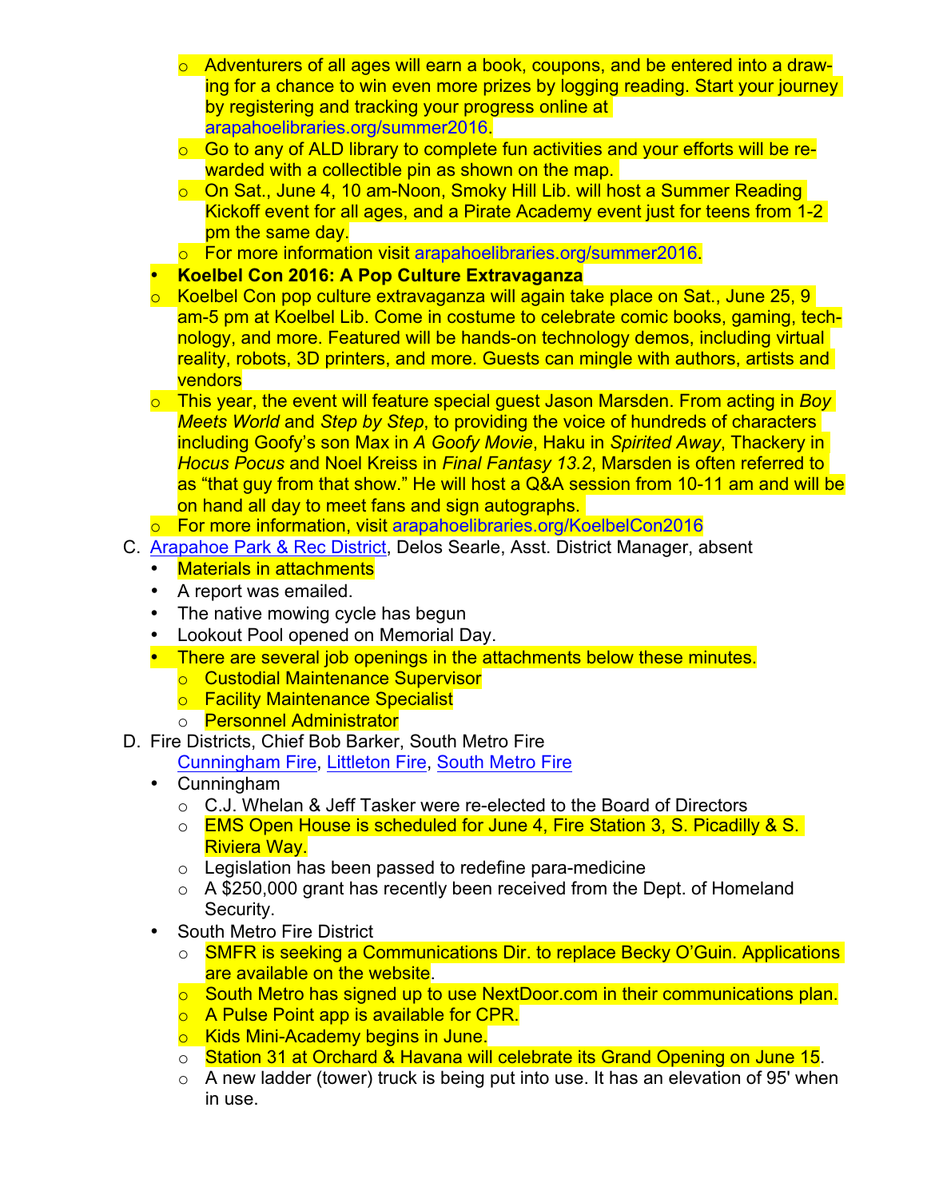- Adventurers of all ages will earn a book, coupons, and be entered into a drawing for a chance to win even more prizes by logging reading. Start your journey by registering and tracking your progress online at arapahoelibraries.org/summer2016.
  - Go to any of ALD library to complete fun activities and your efforts will be rewarded with a collectible pin as shown on the map.
  - On Sat., June 4, 10 am-Noon, Smoky Hill Lib. will host a Summer Reading Kickoff event for all ages, and a Pirate Academy event just for teens from 1-2 pm the same day.
  - For more information visit arapahoelibraries.org/summer2016.
- **Koelbel Con 2016: A Pop Culture Extravaganza**
  - Koelbel Con pop culture extravaganza will again take place on Sat., June 25, 9 am-5 pm at Koelbel Lib. Come in costume to celebrate comic books, gaming, technology, and more. Featured will be hands-on technology demos, including virtual reality, robots, 3D printers, and more. Guests can mingle with authors, artists and vendors
  - This year, the event will feature special guest Jason Marsden. From acting in *Boy Meets World* and *Step by Step*, to providing the voice of hundreds of characters including Goofy's son Max in *A Goofy Movie*, Haku in *Spirited Away*, Thackery in *Hocus Pocus* and Noel Kreiss in *Final Fantasy 13.2*, Marsden is often referred to as "that guy from that show." He will host a Q&A session from 10-11 am and will be on hand all day to meet fans and sign autographs.
  - For more information, visit arapahoelibraries.org/KoelbelCon2016

C. Arapahoe Park & Rec District, Delos Searle, Asst. District Manager, absent
- Materials in attachments
- A report was emailed.
- The native mowing cycle has begun
- Lookout Pool opened on Memorial Day.
- There are several job openings in the attachments below these minutes.
  - Custodial Maintenance Supervisor
  - Facility Maintenance Specialist
  - Personnel Administrator

D. Fire Districts, Chief Bob Barker, South Metro Fire
Cunningham Fire, Littleton Fire, South Metro Fire
- Cunningham
  - C.J. Whelan & Jeff Tasker were re-elected to the Board of Directors
  - EMS Open House is scheduled for June 4, Fire Station 3, S. Picadilly & S. Riviera Way.
  - Legislation has been passed to redefine para-medicine
  - A $250,000 grant has recently been received from the Dept. of Homeland Security.
- South Metro Fire District
  - SMFR is seeking a Communications Dir. to replace Becky O'Guin. Applications are available on the website.
  - South Metro has signed up to use NextDoor.com in their communications plan.
  - A Pulse Point app is available for CPR.
  - Kids Mini-Academy begins in June.
  - Station 31 at Orchard & Havana will celebrate its Grand Opening on June 15.
  - A new ladder (tower) truck is being put into use. It has an elevation of 95' when in use.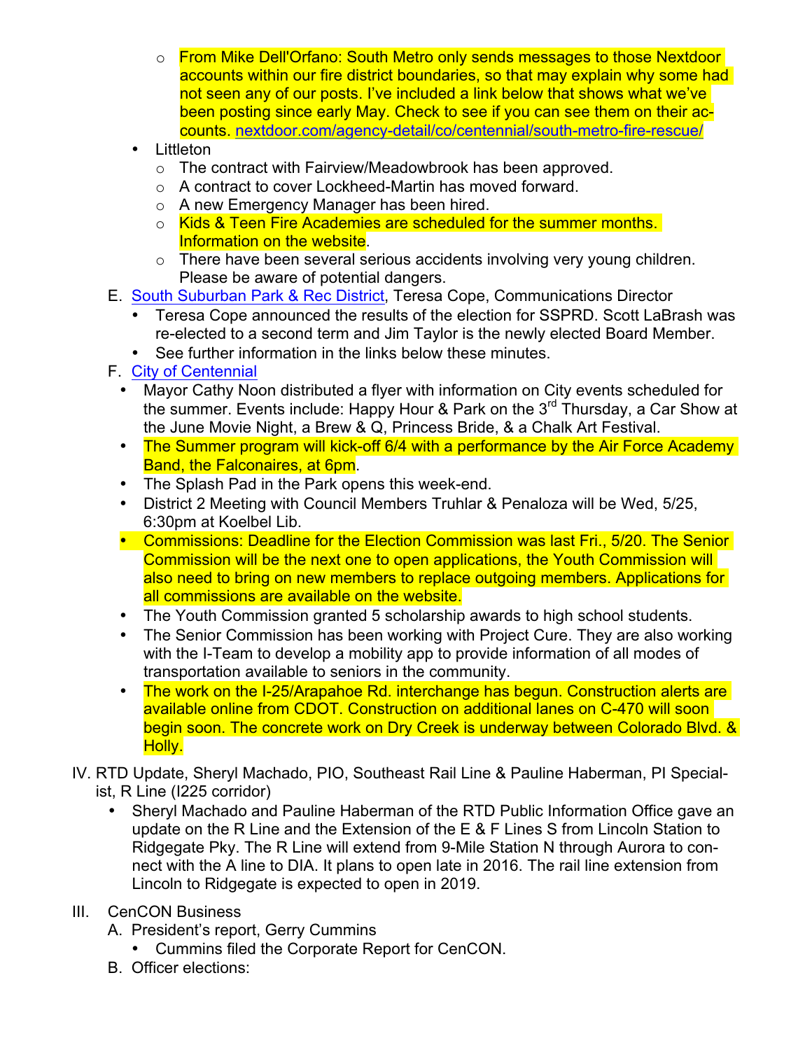- From Mike Dell'Orfano: South Metro only sends messages to those Nextdoor accounts within our fire district boundaries, so that may explain why some had not seen any of our posts. I've included a link below that shows what we've been posting since early May. Check to see if you can see them on their accounts. [nextdoor.com/agency-detail/co/centennial/south-metro-fire-rescue/](nextdoor.com/agency-detail/co/centennial/south-metro-fire-rescue/)
  - Littleton
    - The contract with Fairview/Meadowbrook has been approved.
    - A contract to cover Lockheed-Martin has moved forward.
    - A new Emergency Manager has been hired.
    - Kids & Teen Fire Academies are scheduled for the summer months. Information on the website.
    - There have been several serious accidents involving very young children. Please be aware of potential dangers.

E. [South Suburban Park & Rec District](), Teresa Cope, Communications Director
  - Teresa Cope announced the results of the election for SSPRD. Scott LaBrash was re-elected to a second term and Jim Taylor is the newly elected Board Member.
  - See further information in the links below these minutes.

F. [City of Centennial]()
  - Mayor Cathy Noon distributed a flyer with information on City events scheduled for the summer. Events include: Happy Hour & Park on the 3rd Thursday, a Car Show at the June Movie Night, a Brew & Q, Princess Bride, & a Chalk Art Festival.
  - The Summer program will kick-off 6/4 with a performance by the Air Force Academy Band, the Falconaires, at 6pm.
  - The Splash Pad in the Park opens this week-end.
  - District 2 Meeting with Council Members Truhlar & Penaloza will be Wed, 5/25, 6:30pm at Koelbel Lib.
  - Commissions: Deadline for the Election Commission was last Fri., 5/20. The Senior Commission will be the next one to open applications, the Youth Commission will also need to bring on new members to replace outgoing members. Applications for all commissions are available on the website.
  - The Youth Commission granted 5 scholarship awards to high school students.
  - The Senior Commission has been working with Project Cure. They are also working with the I-Team to develop a mobility app to provide information of all modes of transportation available to seniors in the community.
  - The work on the I-25/Arapahoe Rd. interchange has begun. Construction alerts are available online from CDOT. Construction on additional lanes on C-470 will soon begin soon. The concrete work on Dry Creek is underway between Colorado Blvd. & Holly.

IV. RTD Update, Sheryl Machado, PIO, Southeast Rail Line & Pauline Haberman, PI Specialist, R Line (I225 corridor)
  - Sheryl Machado and Pauline Haberman of the RTD Public Information Office gave an update on the R Line and the Extension of the E & F Lines S from Lincoln Station to Ridgegate Pky. The R Line will extend from 9-Mile Station N through Aurora to connect with the A line to DIA. It plans to open late in 2016. The rail line extension from Lincoln to Ridgegate is expected to open in 2019.

III. CenCON Business

A. President's report, Gerry Cummins
  - Cummins filed the Corporate Report for CenCON.

B. Officer elections: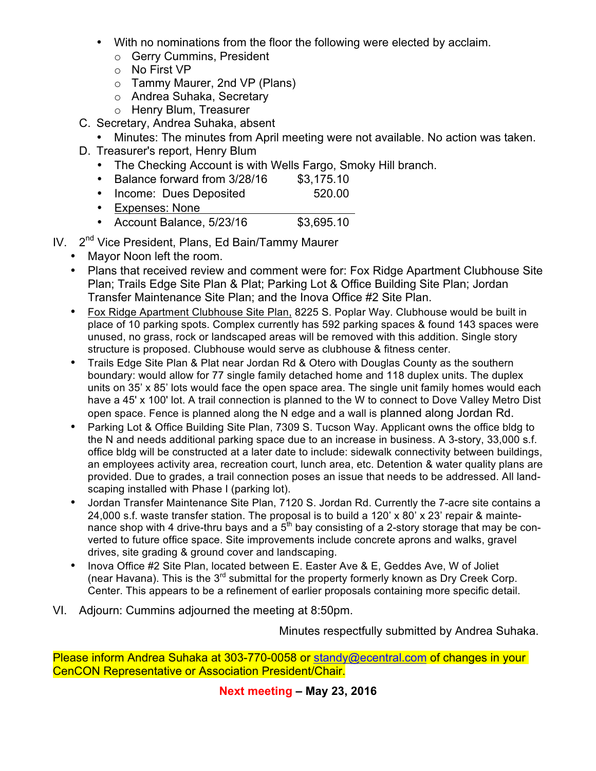- With no nominations from the floor the following were elected by acclaim.
  - Gerry Cummins, President
  - No First VP
  - Tammy Maurer, 2nd VP (Plans)
  - Andrea Suhaka, Secretary
  - Henry Blum, Treasurer

C. Secretary, Andrea Suhaka, absent
  - Minutes: The minutes from April meeting were not available. No action was taken.

D. Treasurer's report, Henry Blum
  - The Checking Account is with Wells Fargo, Smoky Hill branch.
  - Balance forward from 3/28/16 $3,175.10
  - Income: Dues Deposited 520.00
  - Expenses: None
  - Account Balance, 5/23/16 $3,695.10

IV. 2nd Vice President, Plans, Ed Bain/Tammy Maurer

- Mayor Noon left the room.
- Plans that received review and comment were for: Fox Ridge Apartment Clubhouse Site Plan; Trails Edge Site Plan & Plat; Parking Lot & Office Building Site Plan; Jordan Transfer Maintenance Site Plan; and the Inova Office #2 Site Plan.
- Fox Ridge Apartment Clubhouse Site Plan, 8225 S. Poplar Way. Clubhouse would be built in place of 10 parking spots. Complex currently has 592 parking spaces & found 143 spaces were unused, no grass, rock or landscaped areas will be removed with this addition. Single story structure is proposed. Clubhouse would serve as clubhouse & fitness center.
- Trails Edge Site Plan & Plat near Jordan Rd & Otero with Douglas County as the southern boundary: would allow for 77 single family detached home and 118 duplex units. The duplex units on 35' x 85' lots would face the open space area. The single unit family homes would each have a 45' x 100' lot. A trail connection is planned to the W to connect to Dove Valley Metro Dist open space. Fence is planned along the N edge and a wall is planned along Jordan Rd.
- Parking Lot & Office Building Site Plan, 7309 S. Tucson Way. Applicant owns the office bldg to the N and needs additional parking space due to an increase in business. A 3-story, 33,000 s.f. office bldg will be constructed at a later date to include: sidewalk connectivity between buildings, an employees activity area, recreation court, lunch area, etc. Detention & water quality plans are provided. Due to grades, a trail connection poses an issue that needs to be addressed. All landscaping installed with Phase I (parking lot).
- Jordan Transfer Maintenance Site Plan, 7120 S. Jordan Rd. Currently the 7-acre site contains a 24,000 s.f. waste transfer station. The proposal is to build a 120' x 80' x 23' repair & maintenance shop with 4 drive-thru bays and a 5th bay consisting of a 2-story storage that may be converted to future office space. Site improvements include concrete aprons and walks, gravel drives, site grading & ground cover and landscaping.
- Inova Office #2 Site Plan, located between E. Easter Ave & E, Geddes Ave, W of Joliet (near Havana). This is the 3rd submittal for the property formerly known as Dry Creek Corp. Center. This appears to be a refinement of earlier proposals containing more specific detail.

VI. Adjourn: Cummins adjourned the meeting at 8:50pm.

Minutes respectfully submitted by Andrea Suhaka.

Please inform Andrea Suhaka at 303-770-0058 or standy@ecentral.com of changes in your CenCON Representative or Association President/Chair.

**Next meeting – May 23, 2016**